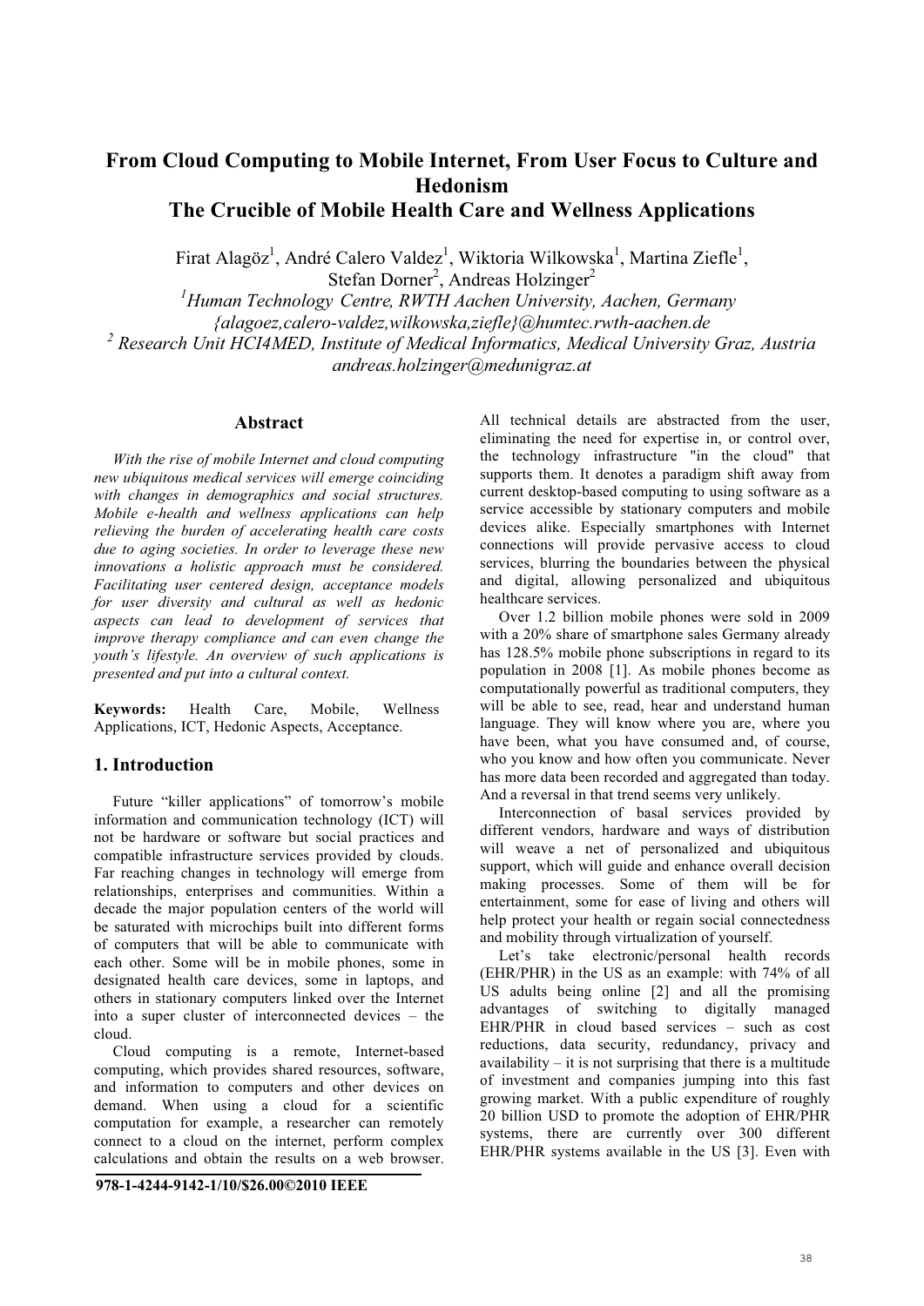# From Cloud Computing to Mobile Internet, From User Focus to Culture and Hedonism
# The Crucible of Mobile Health Care and Wellness Applications

Firat Alagöz[1], André Calero Valdez[1], Wiktoria Wilkowska[1], Martina Ziefle[1], Stefan Dorner[2], Andreas Holzinger[2]

[1]*Human Technology Centre, RWTH Aachen University, Aachen, Germany*
*{alagoez,calero-valdez,wilkowska,ziefle}@humtec.rwth-aachen.de*

[2] *Research Unit HCI4MED, Institute of Medical Informatics, Medical University Graz, Austria*
*andreas.holzinger@medunigraz.at*

## Abstract

*With the rise of mobile Internet and cloud computing new ubiquitous medical services will emerge coinciding with changes in demographics and social structures. Mobile e-health and wellness applications can help relieving the burden of accelerating health care costs due to aging societies. In order to leverage these new innovations a holistic approach must be considered. Facilitating user centered design, acceptance models for user diversity and cultural as well as hedonic aspects can lead to development of services that improve therapy compliance and can even change the youth's lifestyle. An overview of such applications is presented and put into a cultural context.*

**Keywords:** Health Care, Mobile, Wellness Applications, ICT, Hedonic Aspects, Acceptance.

## 1. Introduction

Future "killer applications" of tomorrow's mobile information and communication technology (ICT) will not be hardware or software but social practices and compatible infrastructure services provided by clouds. Far reaching changes in technology will emerge from relationships, enterprises and communities. Within a decade the major population centers of the world will be saturated with microchips built into different forms of computers that will be able to communicate with each other. Some will be in mobile phones, some in designated health care devices, some in laptops, and others in stationary computers linked over the Internet into a super cluster of interconnected devices – the cloud.

Cloud computing is a remote, Internet-based computing, which provides shared resources, software, and information to computers and other devices on demand. When using a cloud for a scientific computation for example, a researcher can remotely connect to a cloud on the internet, perform complex calculations and obtain the results on a web browser. All technical details are abstracted from the user, eliminating the need for expertise in, or control over, the technology infrastructure "in the cloud" that supports them. It denotes a paradigm shift away from current desktop-based computing to using software as a service accessible by stationary computers and mobile devices alike. Especially smartphones with Internet connections will provide pervasive access to cloud services, blurring the boundaries between the physical and digital, allowing personalized and ubiquitous healthcare services.

Over 1.2 billion mobile phones were sold in 2009 with a 20% share of smartphone sales Germany already has 128.5% mobile phone subscriptions in regard to its population in 2008 [1]. As mobile phones become as computationally powerful as traditional computers, they will be able to see, read, hear and understand human language. They will know where you are, where you have been, what you have consumed and, of course, who you know and how often you communicate. Never has more data been recorded and aggregated than today. And a reversal in that trend seems very unlikely.

Interconnection of basal services provided by different vendors, hardware and ways of distribution will weave a net of personalized and ubiquitous support, which will guide and enhance overall decision making processes. Some of them will be for entertainment, some for ease of living and others will help protect your health or regain social connectedness and mobility through virtualization of yourself.

Let's take electronic/personal health records (EHR/PHR) in the US as an example: with 74% of all US adults being online [2] and all the promising advantages of switching to digitally managed EHR/PHR in cloud based services – such as cost reductions, data security, redundancy, privacy and availability – it is not surprising that there is a multitude of investment and companies jumping into this fast growing market. With a public expenditure of roughly 20 billion USD to promote the adoption of EHR/PHR systems, there are currently over 300 different EHR/PHR systems available in the US [3]. Even with

978-1-4244-9142-1/10/$26.00©2010 IEEE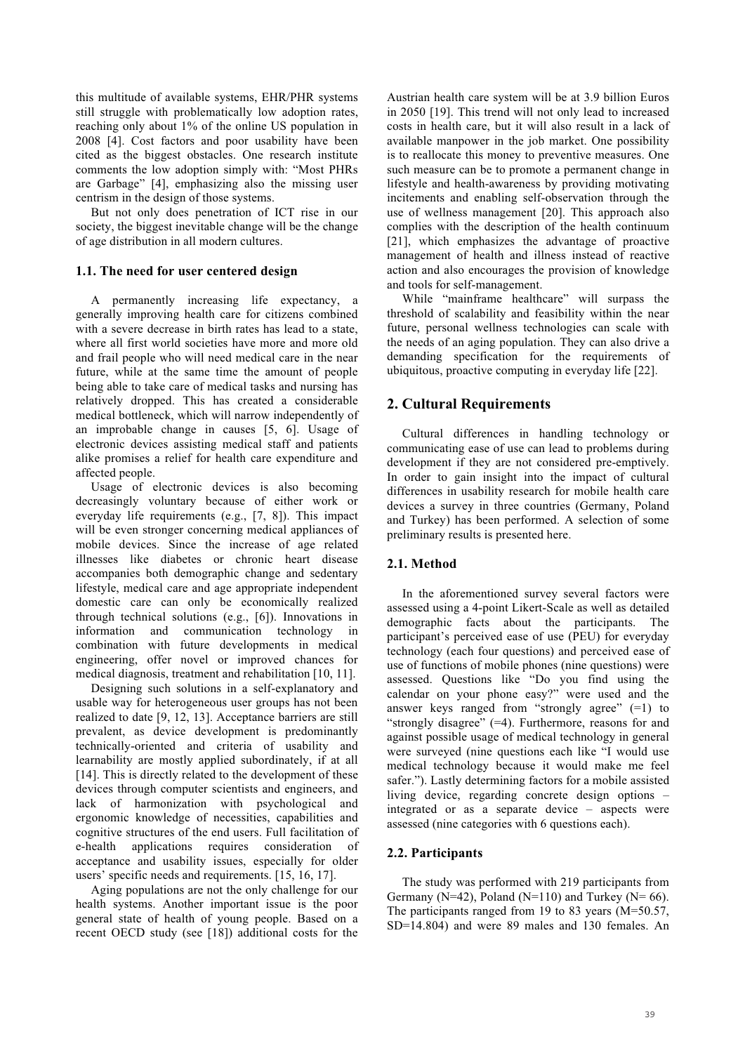this multitude of available systems, EHR/PHR systems still struggle with problematically low adoption rates, reaching only about 1% of the online US population in 2008 [4]. Cost factors and poor usability have been cited as the biggest obstacles. One research institute comments the low adoption simply with: "Most PHRs are Garbage" [4], emphasizing also the missing user centrism in the design of those systems.

But not only does penetration of ICT rise in our society, the biggest inevitable change will be the change of age distribution in all modern cultures.

### 1.1. The need for user centered design

A permanently increasing life expectancy, a generally improving health care for citizens combined with a severe decrease in birth rates has lead to a state, where all first world societies have more and more old and frail people who will need medical care in the near future, while at the same time the amount of people being able to take care of medical tasks and nursing has relatively dropped. This has created a considerable medical bottleneck, which will narrow independently of an improbable change in causes [5, 6]. Usage of electronic devices assisting medical staff and patients alike promises a relief for health care expenditure and affected people.

Usage of electronic devices is also becoming decreasingly voluntary because of either work or everyday life requirements (e.g., [7, 8]). This impact will be even stronger concerning medical appliances of mobile devices. Since the increase of age related illnesses like diabetes or chronic heart disease accompanies both demographic change and sedentary lifestyle, medical care and age appropriate independent domestic care can only be economically realized through technical solutions (e.g., [6]). Innovations in information and communication technology in combination with future developments in medical engineering, offer novel or improved chances for medical diagnosis, treatment and rehabilitation [10, 11].

Designing such solutions in a self-explanatory and usable way for heterogeneous user groups has not been realized to date [9, 12, 13]. Acceptance barriers are still prevalent, as device development is predominantly technically-oriented and criteria of usability and learnability are mostly applied subordinately, if at all [14]. This is directly related to the development of these devices through computer scientists and engineers, and lack of harmonization with psychological and ergonomic knowledge of necessities, capabilities and cognitive structures of the end users. Full facilitation of e-health applications requires consideration of acceptance and usability issues, especially for older users' specific needs and requirements. [15, 16, 17].

Aging populations are not the only challenge for our health systems. Another important issue is the poor general state of health of young people. Based on a recent OECD study (see [18]) additional costs for the Austrian health care system will be at 3.9 billion Euros in 2050 [19]. This trend will not only lead to increased costs in health care, but it will also result in a lack of available manpower in the job market. One possibility is to reallocate this money to preventive measures. One such measure can be to promote a permanent change in lifestyle and health-awareness by providing motivating incitements and enabling self-observation through the use of wellness management [20]. This approach also complies with the description of the health continuum [21], which emphasizes the advantage of proactive management of health and illness instead of reactive action and also encourages the provision of knowledge and tools for self-management.

While "mainframe healthcare" will surpass the threshold of scalability and feasibility within the near future, personal wellness technologies can scale with the needs of an aging population. They can also drive a demanding specification for the requirements of ubiquitous, proactive computing in everyday life [22].

## 2. Cultural Requirements

Cultural differences in handling technology or communicating ease of use can lead to problems during development if they are not considered pre-emptively. In order to gain insight into the impact of cultural differences in usability research for mobile health care devices a survey in three countries (Germany, Poland and Turkey) has been performed. A selection of some preliminary results is presented here.

### 2.1. Method

In the aforementioned survey several factors were assessed using a 4-point Likert-Scale as well as detailed demographic facts about the participants. The participant's perceived ease of use (PEU) for everyday technology (each four questions) and perceived ease of use of functions of mobile phones (nine questions) were assessed. Questions like "Do you find using the calendar on your phone easy?" were used and the answer keys ranged from "strongly agree" (=1) to "strongly disagree" (=4). Furthermore, reasons for and against possible usage of medical technology in general were surveyed (nine questions each like "I would use medical technology because it would make me feel safer."). Lastly determining factors for a mobile assisted living device, regarding concrete design options – integrated or as a separate device – aspects were assessed (nine categories with 6 questions each).

### 2.2. Participants

The study was performed with 219 participants from Germany (N=42), Poland (N=110) and Turkey (N= 66). The participants ranged from 19 to 83 years (M=50.57, SD=14.804) and were 89 males and 130 females. An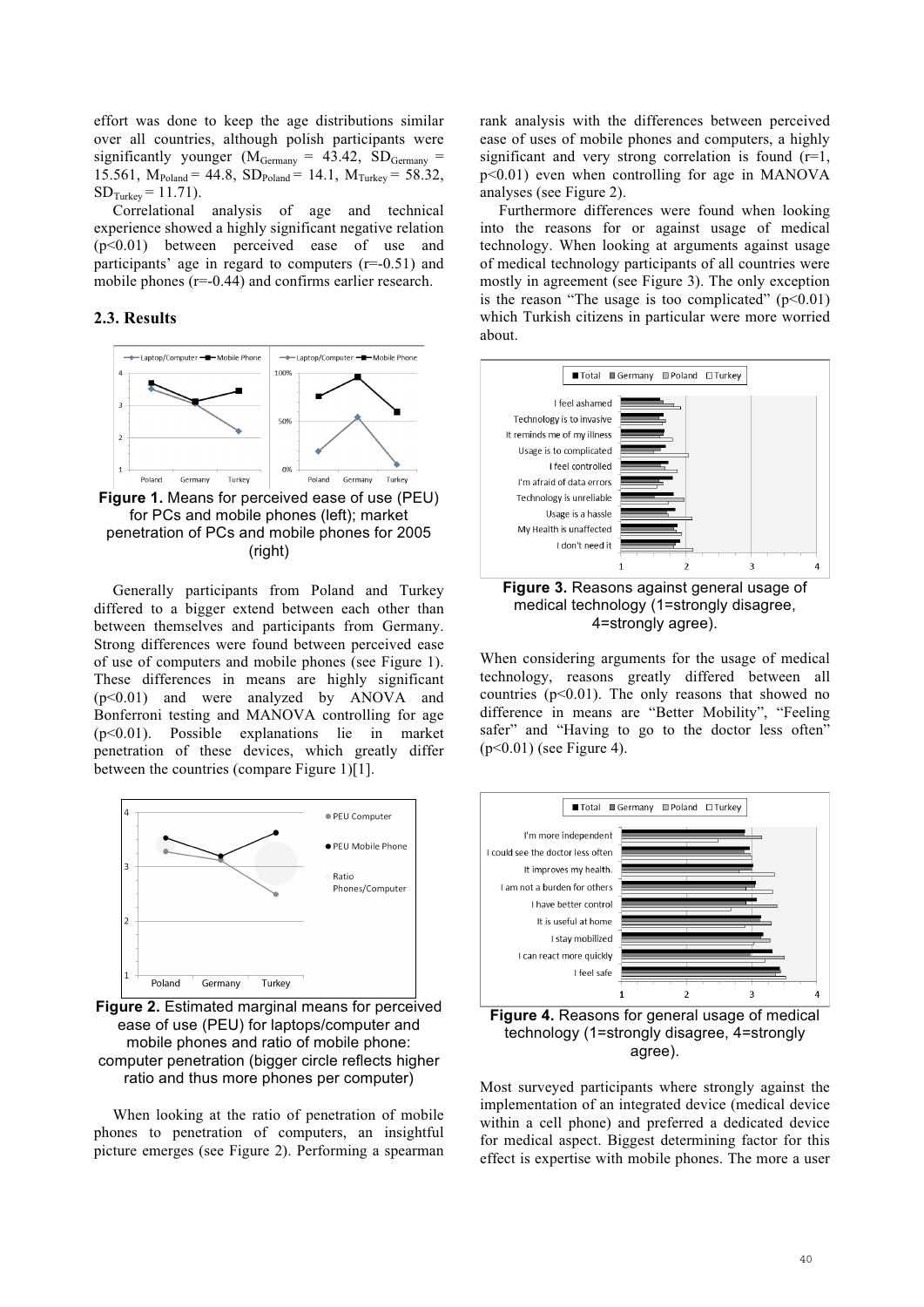effort was done to keep the age distributions similar over all countries, although polish participants were significantly younger ($M_{Germany}$ = 43.42, $SD_{Germany}$ = 15.561, $M_{Poland}$ = 44.8, $SD_{Poland}$ = 14.1, $M_{Turkey}$ = 58.32, $SD_{Turkey}$ = 11.71).

Correlational analysis of age and technical experience showed a highly significant negative relation ($p<0.01$) between perceived ease of use and participants' age in regard to computers ($r=-0.51$) and mobile phones ($r=-0.44$) and confirms earlier research.

### 2.3. Results

**Figure 1.** Means for perceived ease of use (PEU) for PCs and mobile phones (left); market penetration of PCs and mobile phones for 2005 (right)

Generally participants from Poland and Turkey differed to a bigger extend between each other than between themselves and participants from Germany. Strong differences were found between perceived ease of use of computers and mobile phones (see Figure 1). These differences in means are highly significant ($p<0.01$) and were analyzed by ANOVA and Bonferroni testing and MANOVA controlling for age ($p<0.01$). Possible explanations lie in market penetration of these devices, which greatly differ between the countries (compare Figure 1)[1].

**Figure 2.** Estimated marginal means for perceived ease of use (PEU) for laptops/computer and mobile phones and ratio of mobile phone: computer penetration (bigger circle reflects higher ratio and thus more phones per computer)

When looking at the ratio of penetration of mobile phones to penetration of computers, an insightful picture emerges (see Figure 2). Performing a spearman rank analysis with the differences between perceived ease of uses of mobile phones and computers, a highly significant and very strong correlation is found ($r=1$, $p<0.01$) even when controlling for age in MANOVA analyses (see Figure 2).

Furthermore differences were found when looking into the reasons for or against usage of medical technology. When looking at arguments against usage of medical technology participants of all countries were mostly in agreement (see Figure 3). The only exception is the reason "The usage is too complicated" ($p<0.01$) which Turkish citizens in particular were more worried about.

**Figure 3.** Reasons against general usage of medical technology (1=strongly disagree, 4=strongly agree).

When considering arguments for the usage of medical technology, reasons greatly differed between all countries ($p<0.01$). The only reasons that showed no difference in means are "Better Mobility", "Feeling safer" and "Having to go to the doctor less often" ($p<0.01$) (see Figure 4).

**Figure 4.** Reasons for general usage of medical technology (1=strongly disagree, 4=strongly agree).

Most surveyed participants where strongly against the implementation of an integrated device (medical device within a cell phone) and preferred a dedicated device for medical aspect. Biggest determining factor for this effect is expertise with mobile phones. The more a user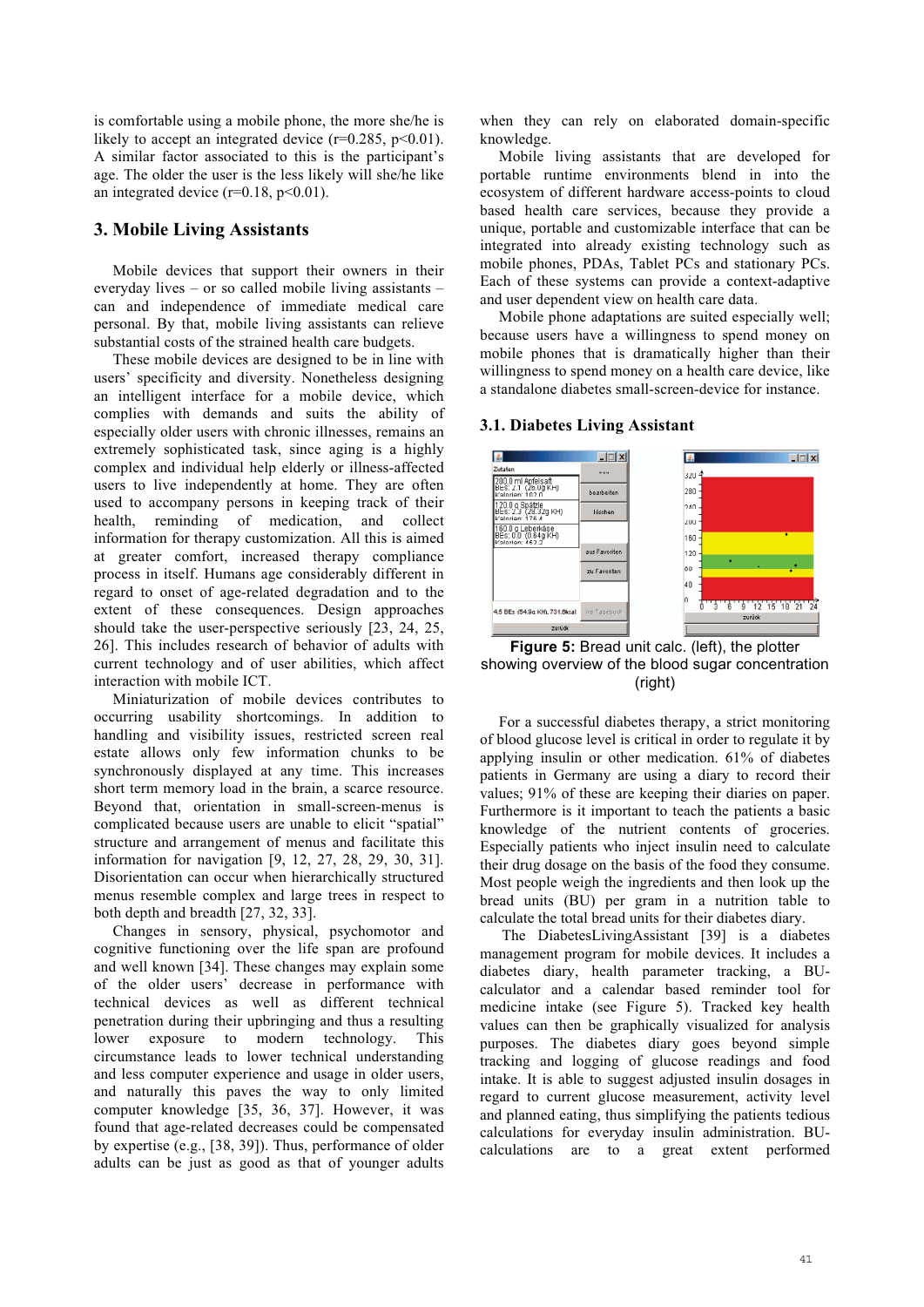is comfortable using a mobile phone, the more she/he is likely to accept an integrated device ($r=0.285$, $p<0.01$). A similar factor associated to this is the participant's age. The older the user is the less likely will she/he like an integrated device ($r=0.18$, $p<0.01$).

## 3. Mobile Living Assistants

Mobile devices that support their owners in their everyday lives – or so called mobile living assistants – can and independence of immediate medical care personal. By that, mobile living assistants can relieve substantial costs of the strained health care budgets.

These mobile devices are designed to be in line with users' specificity and diversity. Nonetheless designing an intelligent interface for a mobile device, which complies with demands and suits the ability of especially older users with chronic illnesses, remains an extremely sophisticated task, since aging is a highly complex and individual help elderly or illness-affected users to live independently at home. They are often used to accompany persons in keeping track of their health, reminding of medication, and collect information for therapy customization. All this is aimed at greater comfort, increased therapy compliance process in itself. Humans age considerably different in regard to onset of age-related degradation and to the extent of these consequences. Design approaches should take the user-perspective seriously [23, 24, 25, 26]. This includes research of behavior of adults with current technology and of user abilities, which affect interaction with mobile ICT.

Miniaturization of mobile devices contributes to occurring usability shortcomings. In addition to handling and visibility issues, restricted screen real estate allows only few information chunks to be synchronously displayed at any time. This increases short term memory load in the brain, a scarce resource. Beyond that, orientation in small-screen-menus is complicated because users are unable to elicit "spatial" structure and arrangement of menus and facilitate this information for navigation [9, 12, 27, 28, 29, 30, 31]. Disorientation can occur when hierarchically structured menus resemble complex and large trees in respect to both depth and breadth [27, 32, 33].

Changes in sensory, physical, psychomotor and cognitive functioning over the life span are profound and well known [34]. These changes may explain some of the older users' decrease in performance with technical devices as well as different technical penetration during their upbringing and thus a resulting lower exposure to modern technology. This circumstance leads to lower technical understanding and less computer experience and usage in older users, and naturally this paves the way to only limited computer knowledge [35, 36, 37]. However, it was found that age-related decreases could be compensated by expertise (e.g., [38, 39]). Thus, performance of older adults can be just as good as that of younger adults when they can rely on elaborated domain-specific knowledge.

Mobile living assistants that are developed for portable runtime environments blend in into the ecosystem of different hardware access-points to cloud based health care services, because they provide a unique, portable and customizable interface that can be integrated into already existing technology such as mobile phones, PDAs, Tablet PCs and stationary PCs. Each of these systems can provide a context-adaptive and user dependent view on health care data.

Mobile phone adaptations are suited especially well; because users have a willingness to spend money on mobile phones that is dramatically higher than their willingness to spend money on a health care device, like a standalone diabetes small-screen-device for instance.

### 3.1. Diabetes Living Assistant

Zutaten
200,0 ml Apfelsaft
BEs: 2,1 (25,00 KH)
Kalorien: 102,0
120,0 g Spätzle
BEs: 2,3 (28,32g KH)
Kalorien: 176,4
160,0 g Leberkäse
BEs: 0,0 (0,64g KH)
Kalorien: 452,2
bearbeiten
löschen
aus Favoriten
zu Favoriten
4,5 BEs (54,0g KH), 731,6kcal
ins Tagebuch
zurück

320
280
240
200
160
120
80
40
0
0 3 6 9 12 15 18 21 24
zurück

**Figure 5:** Bread unit calc. (left), the plotter showing overview of the blood sugar concentration (right)

For a successful diabetes therapy, a strict monitoring of blood glucose level is critical in order to regulate it by applying insulin or other medication. 61% of diabetes patients in Germany are using a diary to record their values; 91% of these are keeping their diaries on paper. Furthermore is it important to teach the patients a basic knowledge of the nutrient contents of groceries. Especially patients who inject insulin need to calculate their drug dosage on the basis of the food they consume. Most people weigh the ingredients and then look up the bread units (BU) per gram in a nutrition table to calculate the total bread units for their diabetes diary.

The DiabetesLivingAssistant [39] is a diabetes management program for mobile devices. It includes a diabetes diary, health parameter tracking, a BU-calculator and a calendar based reminder tool for medicine intake (see Figure 5). Tracked key health values can then be graphically visualized for analysis purposes. The diabetes diary goes beyond simple tracking and logging of glucose readings and food intake. It is able to suggest adjusted insulin dosages in regard to current glucose measurement, activity level and planned eating, thus simplifying the patients tedious calculations for everyday insulin administration. BU-calculations are to a great extent performed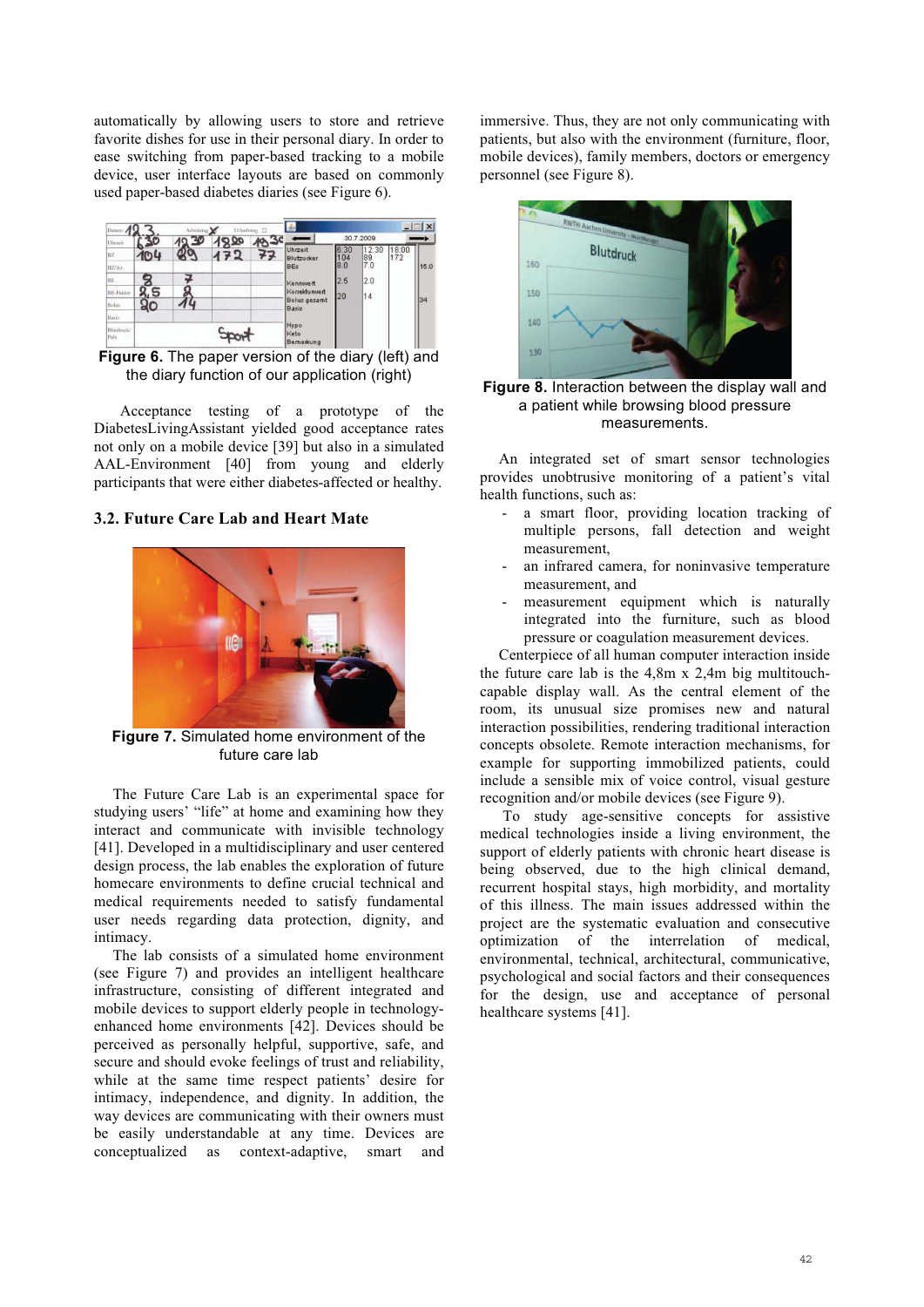automatically by allowing users to store and retrieve favorite dishes for use in their personal diary. In order to ease switching from paper-based tracking to a mobile device, user interface layouts are based on commonly used paper-based diabetes diaries (see Figure 6).

**Figure 6.** The paper version of the diary (left) and the diary function of our application (right)

Acceptance testing of a prototype of the DiabetesLivingAssistant yielded good acceptance rates not only on a mobile device [39] but also in a simulated AAL-Environment [40] from young and elderly participants that were either diabetes-affected or healthy.

### 3.2. Future Care Lab and Heart Mate

**Figure 7.** Simulated home environment of the future care lab

The Future Care Lab is an experimental space for studying users' "life" at home and examining how they interact and communicate with invisible technology [41]. Developed in a multidisciplinary and user centered design process, the lab enables the exploration of future homecare environments to define crucial technical and medical requirements needed to satisfy fundamental user needs regarding data protection, dignity, and intimacy.

The lab consists of a simulated home environment (see Figure 7) and provides an intelligent healthcare infrastructure, consisting of different integrated and mobile devices to support elderly people in technology-enhanced home environments [42]. Devices should be perceived as personally helpful, supportive, safe, and secure and should evoke feelings of trust and reliability, while at the same time respect patients' desire for intimacy, independence, and dignity. In addition, the way devices are communicating with their owners must be easily understandable at any time. Devices are conceptualized as context-adaptive, smart and immersive. Thus, they are not only communicating with patients, but also with the environment (furniture, floor, mobile devices), family members, doctors or emergency personnel (see Figure 8).

**Figure 8.** Interaction between the display wall and a patient while browsing blood pressure measurements.

An integrated set of smart sensor technologies provides unobtrusive monitoring of a patient's vital health functions, such as:

- a smart floor, providing location tracking of multiple persons, fall detection and weight measurement,
- an infrared camera, for noninvasive temperature measurement, and
- measurement equipment which is naturally integrated into the furniture, such as blood pressure or coagulation measurement devices.

Centerpiece of all human computer interaction inside the future care lab is the 4,8m x 2,4m big multitouch-capable display wall. As the central element of the room, its unusual size promises new and natural interaction possibilities, rendering traditional interaction concepts obsolete. Remote interaction mechanisms, for example for supporting immobilized patients, could include a sensible mix of voice control, visual gesture recognition and/or mobile devices (see Figure 9).

To study age-sensitive concepts for assistive medical technologies inside a living environment, the support of elderly patients with chronic heart disease is being observed, due to the high clinical demand, recurrent hospital stays, high morbidity, and mortality of this illness. The main issues addressed within the project are the systematic evaluation and consecutive optimization of the interrelation of medical, environmental, technical, architectural, communicative, psychological and social factors and their consequences for the design, use and acceptance of personal healthcare systems [41].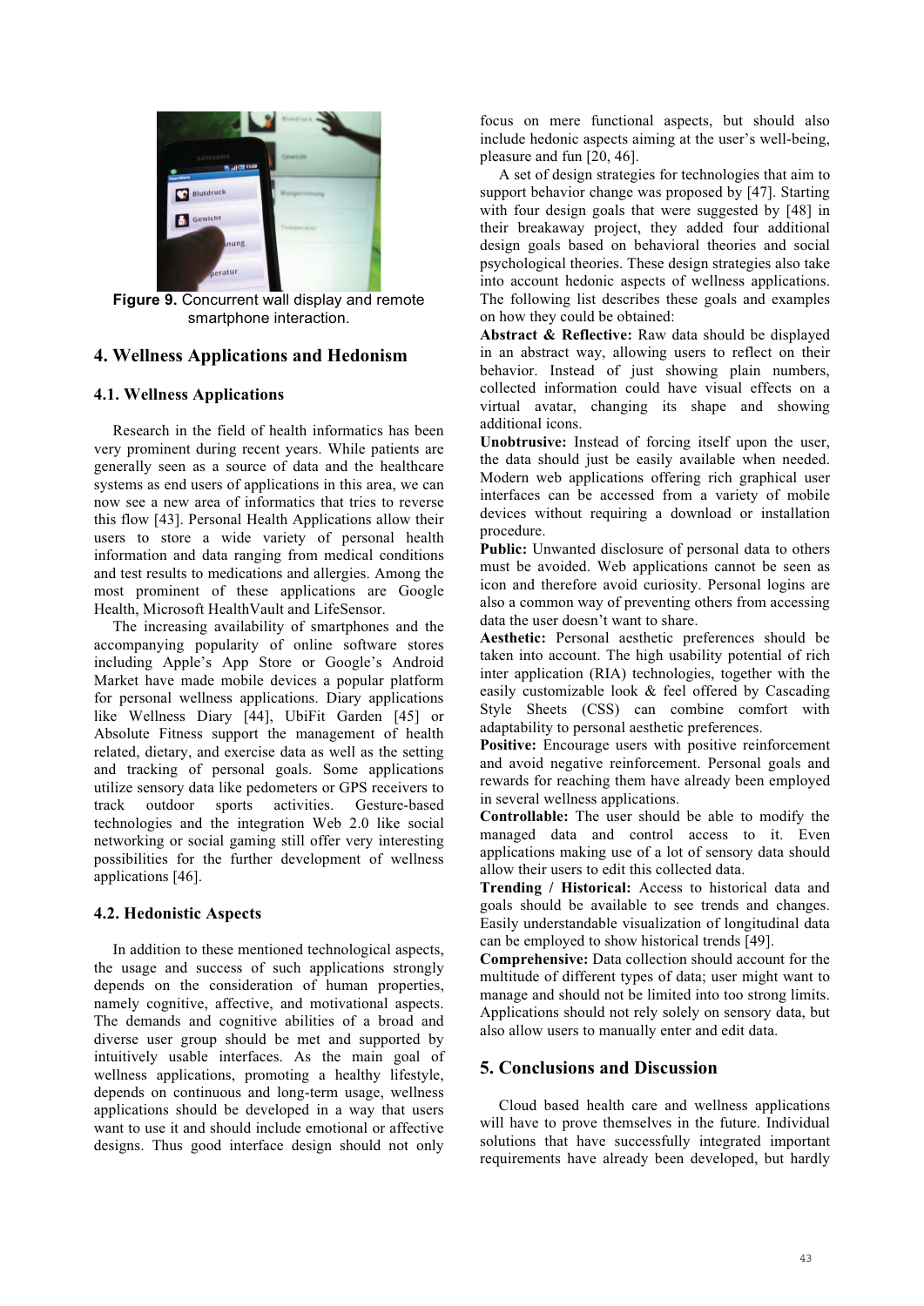**Figure 9.** Concurrent wall display and remote smartphone interaction.

## 4. Wellness Applications and Hedonism

### 4.1. Wellness Applications

Research in the field of health informatics has been very prominent during recent years. While patients are generally seen as a source of data and the healthcare systems as end users of applications in this area, we can now see a new area of informatics that tries to reverse this flow [43]. Personal Health Applications allow their users to store a wide variety of personal health information and data ranging from medical conditions and test results to medications and allergies. Among the most prominent of these applications are Google Health, Microsoft HealthVault and LifeSensor.

The increasing availability of smartphones and the accompanying popularity of online software stores including Apple's App Store or Google's Android Market have made mobile devices a popular platform for personal wellness applications. Diary applications like Wellness Diary [44], UbiFit Garden [45] or Absolute Fitness support the management of health related, dietary, and exercise data as well as the setting and tracking of personal goals. Some applications utilize sensory data like pedometers or GPS receivers to track outdoor sports activities. Gesture-based technologies and the integration Web 2.0 like social networking or social gaming still offer very interesting possibilities for the further development of wellness applications [46].

### 4.2. Hedonistic Aspects

In addition to these mentioned technological aspects, the usage and success of such applications strongly depends on the consideration of human properties, namely cognitive, affective, and motivational aspects. The demands and cognitive abilities of a broad and diverse user group should be met and supported by intuitively usable interfaces. As the main goal of wellness applications, promoting a healthy lifestyle, depends on continuous and long-term usage, wellness applications should be developed in a way that users want to use it and should include emotional or affective designs. Thus good interface design should not only focus on mere functional aspects, but should also include hedonic aspects aiming at the user's well-being, pleasure and fun [20, 46].

A set of design strategies for technologies that aim to support behavior change was proposed by [47]. Starting with four design goals that were suggested by [48] in their breakaway project, they added four additional design goals based on behavioral theories and social psychological theories. These design strategies also take into account hedonic aspects of wellness applications. The following list describes these goals and examples on how they could be obtained:

**Abstract & Reflective:** Raw data should be displayed in an abstract way, allowing users to reflect on their behavior. Instead of just showing plain numbers, collected information could have visual effects on a virtual avatar, changing its shape and showing additional icons.

**Unobtrusive:** Instead of forcing itself upon the user, the data should just be easily available when needed. Modern web applications offering rich graphical user interfaces can be accessed from a variety of mobile devices without requiring a download or installation procedure.

**Public:** Unwanted disclosure of personal data to others must be avoided. Web applications cannot be seen as icon and therefore avoid curiosity. Personal logins are also a common way of preventing others from accessing data the user doesn't want to share.

**Aesthetic:** Personal aesthetic preferences should be taken into account. The high usability potential of rich inter application (RIA) technologies, together with the easily customizable look & feel offered by Cascading Style Sheets (CSS) can combine comfort with adaptability to personal aesthetic preferences.

**Positive:** Encourage users with positive reinforcement and avoid negative reinforcement. Personal goals and rewards for reaching them have already been employed in several wellness applications.

**Controllable:** The user should be able to modify the managed data and control access to it. Even applications making use of a lot of sensory data should allow their users to edit this collected data.

**Trending / Historical:** Access to historical data and goals should be available to see trends and changes. Easily understandable visualization of longitudinal data can be employed to show historical trends [49].

**Comprehensive:** Data collection should account for the multitude of different types of data; user might want to manage and should not be limited into too strong limits. Applications should not rely solely on sensory data, but also allow users to manually enter and edit data.

## 5. Conclusions and Discussion

Cloud based health care and wellness applications will have to prove themselves in the future. Individual solutions that have successfully integrated important requirements have already been developed, but hardly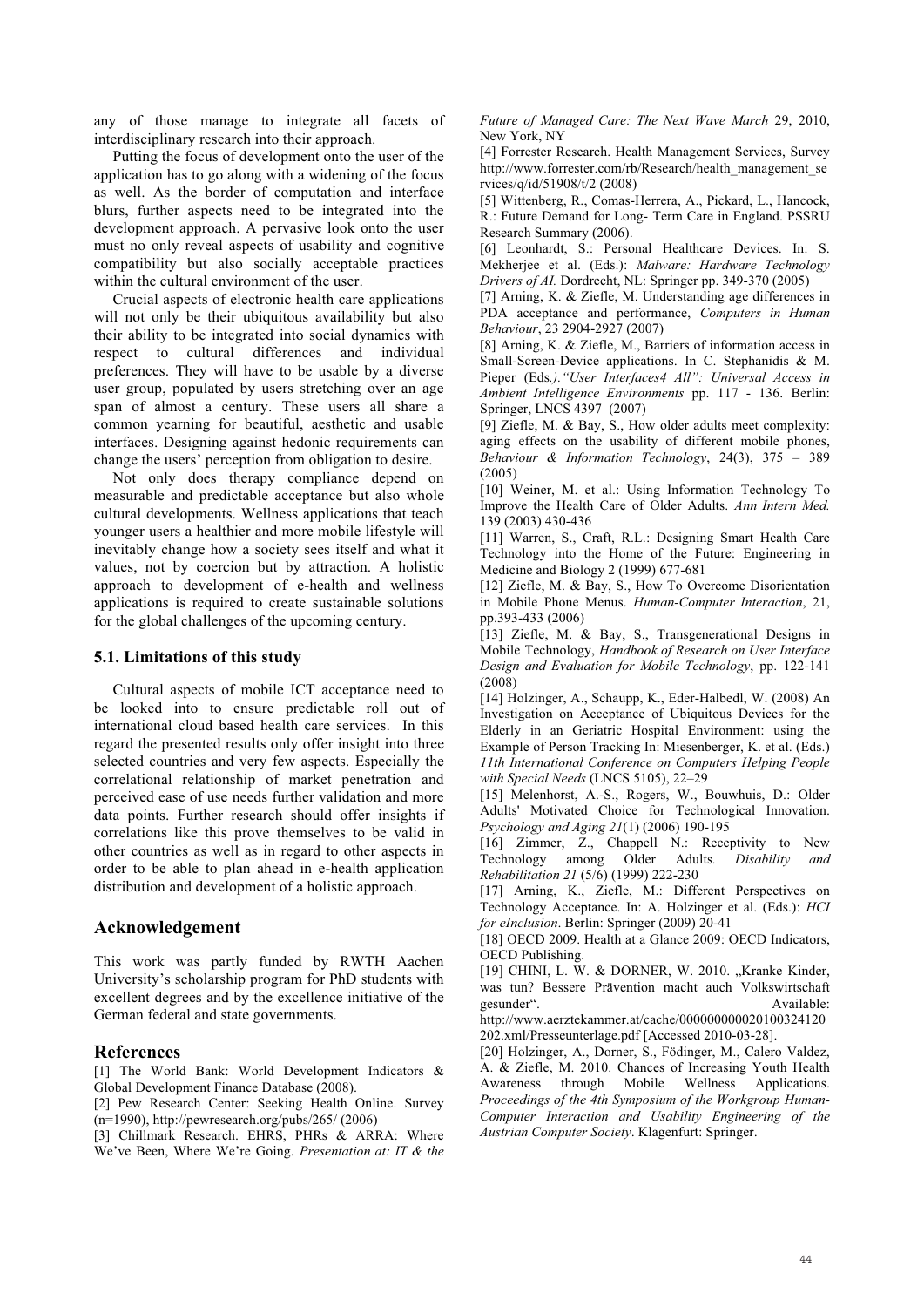any of those manage to integrate all facets of interdisciplinary research into their approach.

Putting the focus of development onto the user of the application has to go along with a widening of the focus as well. As the border of computation and interface blurs, further aspects need to be integrated into the development approach. A pervasive look onto the user must no only reveal aspects of usability and cognitive compatibility but also socially acceptable practices within the cultural environment of the user.

Crucial aspects of electronic health care applications will not only be their ubiquitous availability but also their ability to be integrated into social dynamics with respect to cultural differences and individual preferences. They will have to be usable by a diverse user group, populated by users stretching over an age span of almost a century. These users all share a common yearning for beautiful, aesthetic and usable interfaces. Designing against hedonic requirements can change the users' perception from obligation to desire.

Not only does therapy compliance depend on measurable and predictable acceptance but also whole cultural developments. Wellness applications that teach younger users a healthier and more mobile lifestyle will inevitably change how a society sees itself and what it values, not by coercion but by attraction. A holistic approach to development of e-health and wellness applications is required to create sustainable solutions for the global challenges of the upcoming century.

### 5.1. Limitations of this study

Cultural aspects of mobile ICT acceptance need to be looked into to ensure predictable roll out of international cloud based health care services. In this regard the presented results only offer insight into three selected countries and very few aspects. Especially the correlational relationship of market penetration and perceived ease of use needs further validation and more data points. Further research should offer insights if correlations like this prove themselves to be valid in other countries as well as in regard to other aspects in order to be able to plan ahead in e-health application distribution and development of a holistic approach.

## Acknowledgement

This work was partly funded by RWTH Aachen University's scholarship program for PhD students with excellent degrees and by the excellence initiative of the German federal and state governments.

## References

[1] The World Bank: World Development Indicators & Global Development Finance Database (2008).

[2] Pew Research Center: Seeking Health Online. Survey (n=1990), http://pewresearch.org/pubs/265/ (2006)

[3] Chillmark Research. EHRS, PHRs & ARRA: Where We've Been, Where We're Going. *Presentation at: IT & the Future of Managed Care: The Next Wave March* 29, 2010, New York, NY

[4] Forrester Research. Health Management Services, Survey http://www.forrester.com/rb/Research/health_management_services/q/id/51908/t/2 (2008)

[5] Wittenberg, R., Comas-Herrera, A., Pickard, L., Hancock, R.: Future Demand for Long- Term Care in England. PSSRU Research Summary (2006).

[6] Leonhardt, S.: Personal Healthcare Devices. In: S. Mekherjee et al. (Eds.): *Malware: Hardware Technology Drivers of AI.* Dordrecht, NL: Springer pp. 349-370 (2005)

[7] Arning, K. & Ziefle, M. Understanding age differences in PDA acceptance and performance, *Computers in Human Behaviour*, 23 2904-2927 (2007)

[8] Arning, K. & Ziefle, M., Barriers of information access in Small-Screen-Device applications. In C. Stephanidis & M. Pieper (Eds*.)."User Interfaces4 All": Universal Access in Ambient Intelligence Environments* pp. 117 - 136. Berlin: Springer, LNCS 4397 (2007)

[9] Ziefle, M. & Bay, S., How older adults meet complexity: aging effects on the usability of different mobile phones, *Behaviour & Information Technology*, 24(3), 375 – 389 (2005)

[10] Weiner, M. et al.: Using Information Technology To Improve the Health Care of Older Adults. *Ann Intern Med.* 139 (2003) 430-436

[11] Warren, S., Craft, R.L.: Designing Smart Health Care Technology into the Home of the Future: Engineering in Medicine and Biology 2 (1999) 677-681

[12] Ziefle, M. & Bay, S., How To Overcome Disorientation in Mobile Phone Menus. *Human-Computer Interaction*, 21, pp.393-433 (2006)

[13] Ziefle, M. & Bay, S., Transgenerational Designs in Mobile Technology, *Handbook of Research on User Interface Design and Evaluation for Mobile Technology*, pp. 122-141 (2008)

[14] Holzinger, A., Schaupp, K., Eder-Halbedl, W. (2008) An Investigation on Acceptance of Ubiquitous Devices for the Elderly in an Geriatric Hospital Environment: using the Example of Person Tracking In: Miesenberger, K. et al. (Eds.) *11th International Conference on Computers Helping People with Special Needs* (LNCS 5105), 22–29

[15] Melenhorst, A.-S., Rogers, W., Bouwhuis, D.: Older Adults' Motivated Choice for Technological Innovation. *Psychology and Aging 21*(1) (2006) 190-195

[16] Zimmer, Z., Chappell N.: Receptivity to New Technology among Older Adults*. Disability and Rehabilitation 21* (5/6) (1999) 222-230

[17] Arning, K., Ziefle, M.: Different Perspectives on Technology Acceptance. In: A. Holzinger et al. (Eds.): *HCI for eInclusion*. Berlin: Springer (2009) 20-41

[18] OECD 2009. Health at a Glance 2009: OECD Indicators, OECD Publishing.

[19] CHINI, L. W. & DORNER, W. 2010. „Kranke Kinder, was tun? Bessere Prävention macht auch Volkswirtschaft gesunder". Available: http://www.aerztekammer.at/cache/000000000020100324120202.xml/Presseunterlage.pdf [Accessed 2010-03-28].

[20] Holzinger, A., Dorner, S., Födinger, M., Calero Valdez, A. & Ziefle, M. 2010. Chances of Increasing Youth Health Awareness through Mobile Wellness Applications. *Proceedings of the 4th Symposium of the Workgroup Human-Computer Interaction and Usability Engineering of the Austrian Computer Society*. Klagenfurt: Springer.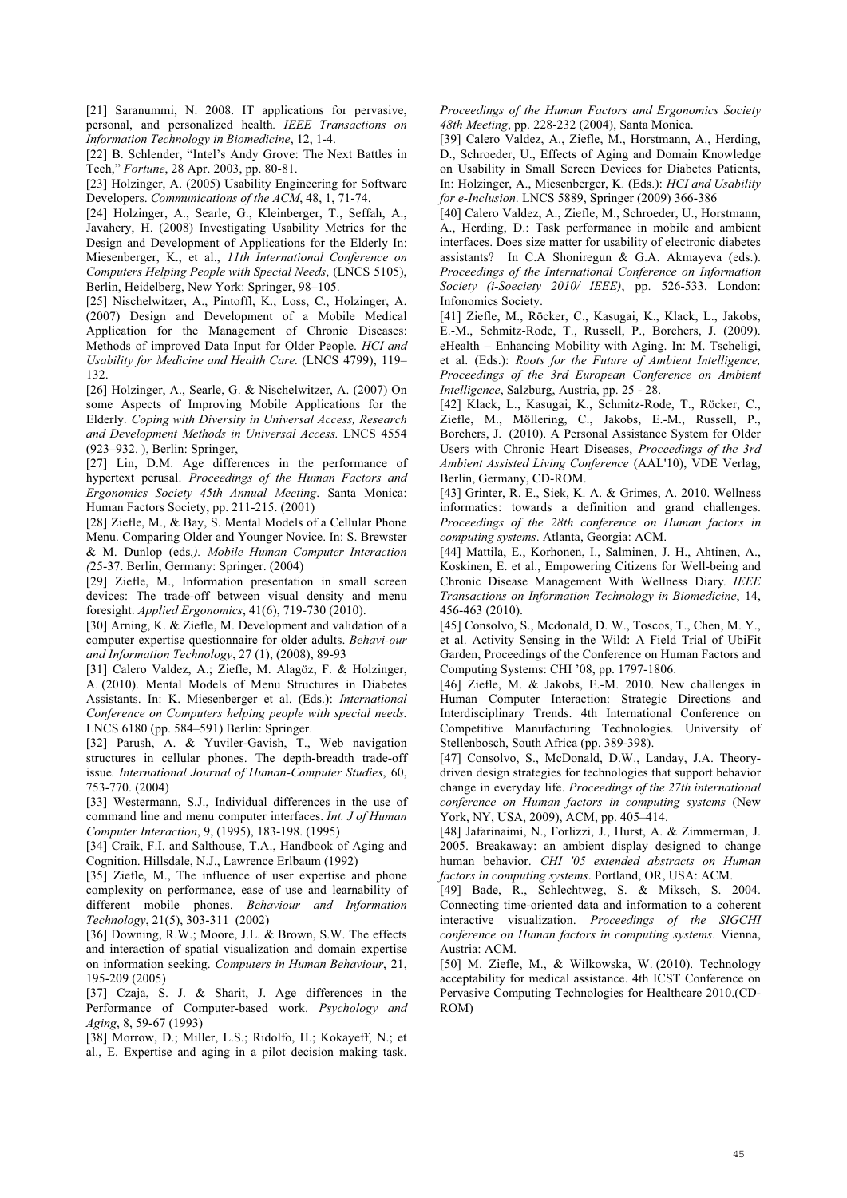[21] Saranummi, N. 2008. IT applications for pervasive, personal, and personalized health. *IEEE Transactions on Information Technology in Biomedicine*, 12, 1-4.

[22] B. Schlender, "Intel's Andy Grove: The Next Battles in Tech," *Fortune*, 28 Apr. 2003, pp. 80-81.

[23] Holzinger, A. (2005) Usability Engineering for Software Developers. *Communications of the ACM*, 48, 1, 71-74.

[24] Holzinger, A., Searle, G., Kleinberger, T., Seffah, A., Javahery, H. (2008) Investigating Usability Metrics for the Design and Development of Applications for the Elderly In: Miesenberger, K., et al., *11th International Conference on Computers Helping People with Special Needs*, (LNCS 5105), Berlin, Heidelberg, New York: Springer, 98–105.

[25] Nischelwitzer, A., Pintoffl, K., Loss, C., Holzinger, A. (2007) Design and Development of a Mobile Medical Application for the Management of Chronic Diseases: Methods of improved Data Input for Older People. *HCI and Usability for Medicine and Health Care.* (LNCS 4799), 119–132.

[26] Holzinger, A., Searle, G. & Nischelwitzer, A. (2007) On some Aspects of Improving Mobile Applications for the Elderly. *Coping with Diversity in Universal Access, Research and Development Methods in Universal Access.* LNCS 4554 (923–932. ), Berlin: Springer,

[27] Lin, D.M. Age differences in the performance of hypertext perusal. *Proceedings of the Human Factors and Ergonomics Society 45th Annual Meeting*. Santa Monica: Human Factors Society, pp. 211-215. (2001)

[28] Ziefle, M., & Bay, S. Mental Models of a Cellular Phone Menu. Comparing Older and Younger Novice. In: S. Brewster & M. Dunlop (eds*.). Mobile Human Computer Interaction (*25-37. Berlin, Germany: Springer. (2004)

[29] Ziefle, M., Information presentation in small screen devices: The trade-off between visual density and menu foresight. *Applied Ergonomics*, 41(6), 719-730 (2010).

[30] Arning, K. & Ziefle, M. Development and validation of a computer expertise questionnaire for older adults. *Behavi-our and Information Technology*, 27 (1), (2008), 89-93

[31] Calero Valdez, A.; Ziefle, M. Alagöz, F. & Holzinger, A. (2010). Mental Models of Menu Structures in Diabetes Assistants. In: K. Miesenberger et al. (Eds.): *International Conference on Computers helping people with special needs.* LNCS 6180 (pp. 584–591) Berlin: Springer.

[32] Parush, A. & Yuviler-Gavish, T., Web navigation structures in cellular phones. The depth-breadth trade-off issue*. International Journal of Human-Computer Studies*, 60, 753-770. (2004)

[33] Westermann, S.J., Individual differences in the use of command line and menu computer interfaces. *Int. J of Human Computer Interaction*, 9, (1995), 183-198. (1995)

[34] Craik, F.I. and Salthouse, T.A., Handbook of Aging and Cognition. Hillsdale, N.J., Lawrence Erlbaum (1992)

[35] Ziefle, M., The influence of user expertise and phone complexity on performance, ease of use and learnability of different mobile phones. *Behaviour and Information Technology*, 21(5), 303-311 (2002)

[36] Downing, R.W.; Moore, J.L. & Brown, S.W. The effects and interaction of spatial visualization and domain expertise on information seeking. *Computers in Human Behaviour*, 21, 195-209 (2005)

[37] Czaja, S. J. & Sharit, J. Age differences in the Performance of Computer-based work. *Psychology and Aging*, 8, 59-67 (1993)

[38] Morrow, D.; Miller, L.S.; Ridolfo, H.; Kokayeff, N.; et al., E. Expertise and aging in a pilot decision making task. *Proceedings of the Human Factors and Ergonomics Society 48th Meeting*, pp. 228-232 (2004), Santa Monica.

[39] Calero Valdez, A., Ziefle, M., Horstmann, A., Herding, D., Schroeder, U., Effects of Aging and Domain Knowledge on Usability in Small Screen Devices for Diabetes Patients, In: Holzinger, A., Miesenberger, K. (Eds.): *HCI and Usability for e-Inclusion*. LNCS 5889, Springer (2009) 366-386

[40] Calero Valdez, A., Ziefle, M., Schroeder, U., Horstmann, A., Herding, D.: Task performance in mobile and ambient interfaces. Does size matter for usability of electronic diabetes assistants? In C.A Shoniregun & G.A. Akmayeva (eds.). *Proceedings of the International Conference on Information Society (i-Soeciety 2010/ IEEE)*, pp. 526-533. London: Infonomics Society.

[41] Ziefle, M., Röcker, C., Kasugai, K., Klack, L., Jakobs, E.-M., Schmitz-Rode, T., Russell, P., Borchers, J. (2009). eHealth – Enhancing Mobility with Aging. In: M. Tscheligi, et al. (Eds.): *Roots for the Future of Ambient Intelligence, Proceedings of the 3rd European Conference on Ambient Intelligence*, Salzburg, Austria, pp. 25 - 28.

[42] Klack, L., Kasugai, K., Schmitz-Rode, T., Röcker, C., Ziefle, M., Möllering, C., Jakobs, E.-M., Russell, P., Borchers, J. (2010). A Personal Assistance System for Older Users with Chronic Heart Diseases, *Proceedings of the 3rd Ambient Assisted Living Conference* (AAL'10), VDE Verlag, Berlin, Germany, CD-ROM.

[43] Grinter, R. E., Siek, K. A. & Grimes, A. 2010. Wellness informatics: towards a definition and grand challenges. *Proceedings of the 28th conference on Human factors in computing systems*. Atlanta, Georgia: ACM.

[44] Mattila, E., Korhonen, I., Salminen, J. H., Ahtinen, A., Koskinen, E. et al., Empowering Citizens for Well-being and Chronic Disease Management With Wellness Diary*. IEEE Transactions on Information Technology in Biomedicine*, 14, 456-463 (2010).

[45] Consolvo, S., Mcdonald, D. W., Toscos, T., Chen, M. Y., et al. Activity Sensing in the Wild: A Field Trial of UbiFit Garden, Proceedings of the Conference on Human Factors and Computing Systems: CHI '08, pp. 1797-1806.

[46] Ziefle, M. & Jakobs, E.-M. 2010. New challenges in Human Computer Interaction: Strategic Directions and Interdisciplinary Trends. 4th International Conference on Competitive Manufacturing Technologies. University of Stellenbosch, South Africa (pp. 389-398).

[47] Consolvo, S., McDonald, D.W., Landay, J.A. Theory-driven design strategies for technologies that support behavior change in everyday life. *Proceedings of the 27th international conference on Human factors in computing systems* (New York, NY, USA, 2009), ACM, pp. 405–414.

[48] Jafarinaimi, N., Forlizzi, J., Hurst, A. & Zimmerman, J. 2005. Breakaway: an ambient display designed to change human behavior. *CHI '05 extended abstracts on Human factors in computing systems*. Portland, OR, USA: ACM.

[49] Bade, R., Schlechtweg, S. & Miksch, S. 2004. Connecting time-oriented data and information to a coherent interactive visualization. *Proceedings of the SIGCHI conference on Human factors in computing systems*. Vienna, Austria: ACM.

[50] M. Ziefle, M., & Wilkowska, W. (2010). Technology acceptability for medical assistance. 4th ICST Conference on Pervasive Computing Technologies for Healthcare 2010.(CD-ROM)